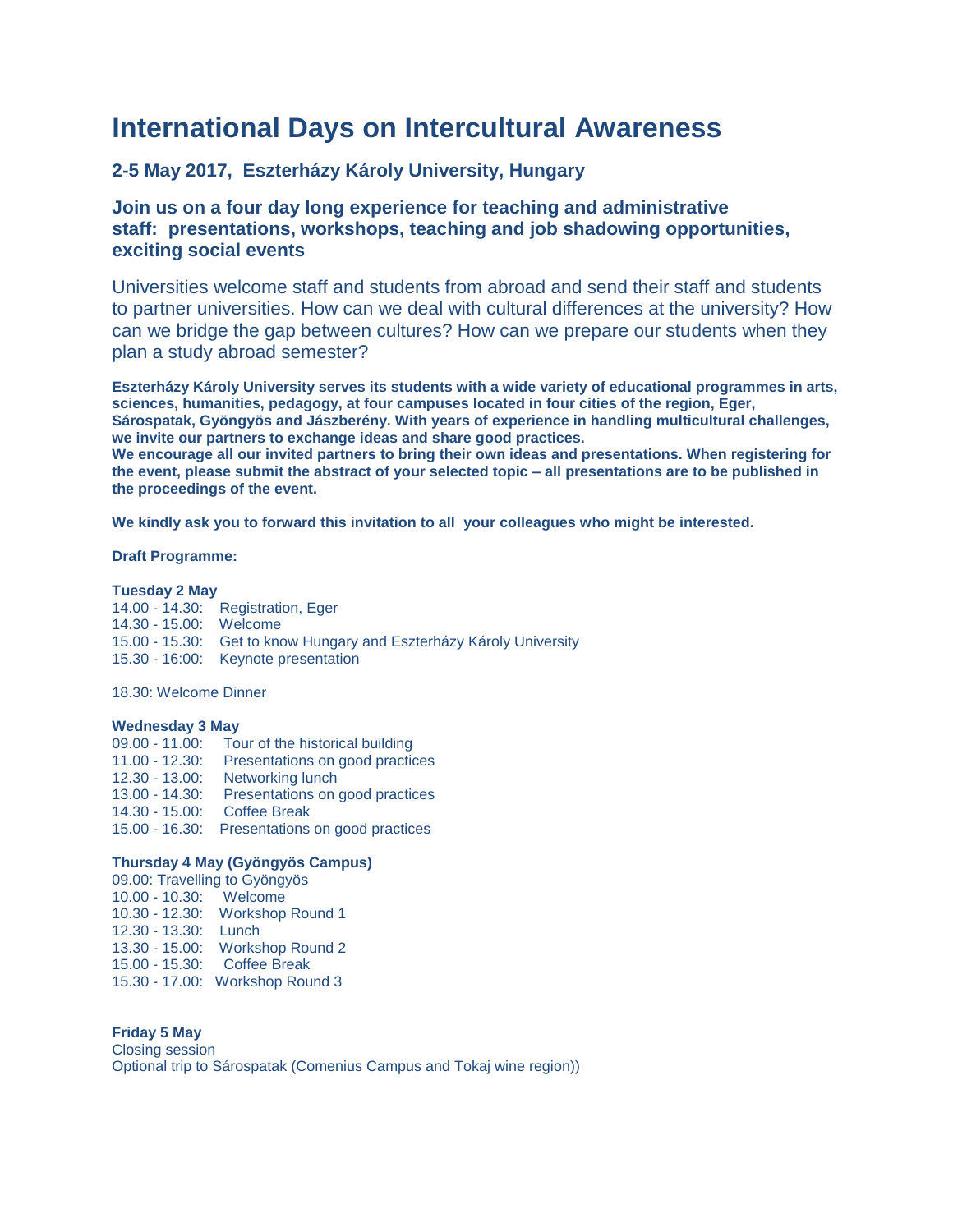# International Days on Intercultural Awareness

## 2-5 May 2017, Eszterházy Károly University, Hungary

### Join us on a four day long experience for teaching and administrative staff: presentations, workshops, teaching and job shadowing opportunities, exciting social events

Universities welcome staff and students from abroad and send their staff and students to partner universities. How can we deal with cultural differences at the university? How can we bridge the gap between cultures? How can we prepare our students when they plan a study abroad semester?

**Eszterházy Károly University serves its students with a wide variety of educational programmes in arts, sciences, humanities, pedagogy, at four campuses located in four cities of the region, Eger, Sárospatak, Gyöngyös and Jászberény. With years of experience in handling multicultural challenges, we invite our partners to exchange ideas and share good practices.**
**We encourage all our invited partners to bring their own ideas and presentations. When registering for the event, please submit the abstract of your selected topic – all presentations are to be published in the proceedings of the event.**

**We kindly ask you to forward this invitation to all your colleagues who might be interested.**

**Draft Programme:**

**Tuesday 2 May**
14.00 - 14.30: Registration, Eger
14.30 - 15.00: Welcome
15.00 - 15.30: Get to know Hungary and Eszterházy Károly University
15.30 - 16:00: Keynote presentation

18.30: Welcome Dinner

**Wednesday 3 May**
09.00 - 11.00: Tour of the historical building
11.00 - 12.30: Presentations on good practices
12.30 - 13.00: Networking lunch
13.00 - 14.30: Presentations on good practices
14.30 - 15.00: Coffee Break
15.00 - 16.30: Presentations on good practices

**Thursday 4 May (Gyöngyös Campus)**
09.00: Travelling to Gyöngyös
10.00 - 10.30: Welcome
10.30 - 12.30: Workshop Round 1
12.30 - 13.30: Lunch
13.30 - 15.00: Workshop Round 2
15.00 - 15.30: Coffee Break
15.30 - 17.00: Workshop Round 3

**Friday 5 May**
Closing session
Optional trip to Sárospatak (Comenius Campus and Tokaj wine region))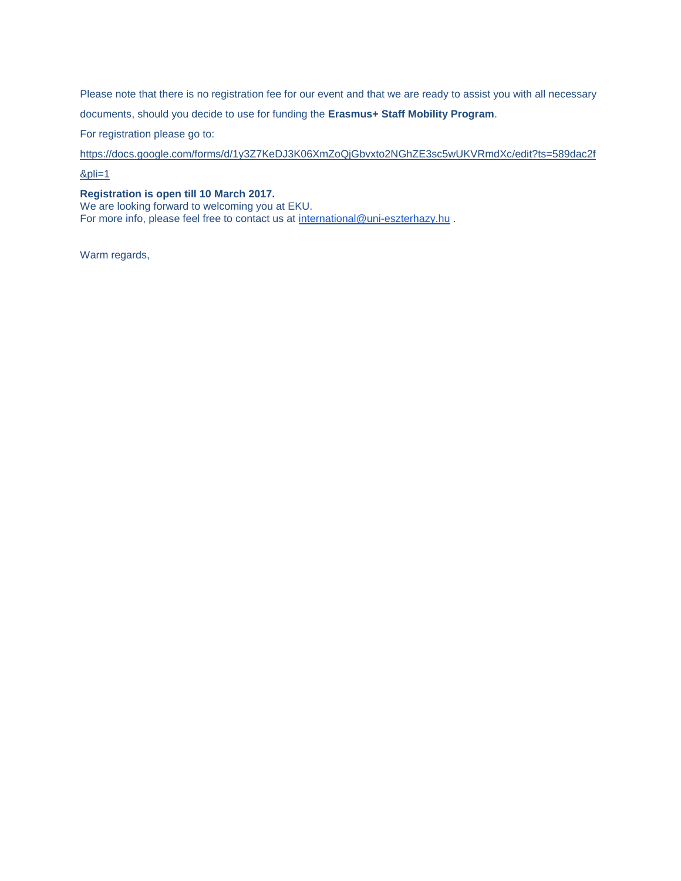Please note that there is no registration fee for our event and that we are ready to assist you with all necessary documents, should you decide to use for funding the **Erasmus+ Staff Mobility Program**.

For registration please go to:

https://docs.google.com/forms/d/1y3Z7KeDJ3K06XmZoQjGbvxto2NGhZE3sc5wUKVRmdXc/edit?ts=589dac2f&pli=1

**Registration is open till 10 March 2017.**
We are looking forward to welcoming you at EKU.
For more info, please feel free to contact us at international@uni-eszterhazy.hu .

Warm regards,